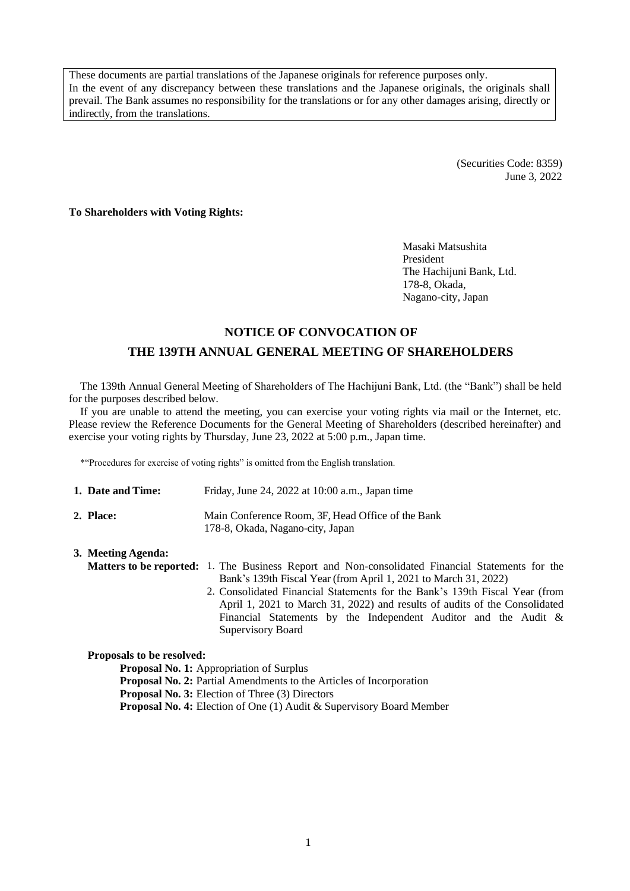These documents are partial translations of the Japanese originals for reference purposes only.
In the event of any discrepancy between these translations and the Japanese originals, the originals shall prevail. The Bank assumes no responsibility for the translations or for any other damages arising, directly or indirectly, from the translations.

(Securities Code: 8359)
June 3, 2022

**To Shareholders with Voting Rights:**

Masaki Matsushita
President
The Hachijuni Bank, Ltd.
178-8, Okada,
Nagano-city, Japan

# NOTICE OF CONVOCATION OF THE 139TH ANNUAL GENERAL MEETING OF SHAREHOLDERS

The 139th Annual General Meeting of Shareholders of The Hachijuni Bank, Ltd. (the "Bank") shall be held for the purposes described below.

If you are unable to attend the meeting, you can exercise your voting rights via mail or the Internet, etc. Please review the Reference Documents for the General Meeting of Shareholders (described hereinafter) and exercise your voting rights by Thursday, June 23, 2022 at 5:00 p.m., Japan time.

*"Procedures for exercise of voting rights" is omitted from the English translation.

**1. Date and Time:** Friday, June 24, 2022 at 10:00 a.m., Japan time

**2. Place:** Main Conference Room, 3F, Head Office of the Bank
178-8, Okada, Nagano-city, Japan

**3. Meeting Agenda:**

**Matters to be reported:**

1. The Business Report and Non-consolidated Financial Statements for the Bank's 139th Fiscal Year (from April 1, 2021 to March 31, 2022)
2. Consolidated Financial Statements for the Bank's 139th Fiscal Year (from April 1, 2021 to March 31, 2022) and results of audits of the Consolidated Financial Statements by the Independent Auditor and the Audit & Supervisory Board

**Proposals to be resolved:**

**Proposal No. 1:** Appropriation of Surplus
**Proposal No. 2:** Partial Amendments to the Articles of Incorporation
**Proposal No. 3:** Election of Three (3) Directors
**Proposal No. 4:** Election of One (1) Audit & Supervisory Board Member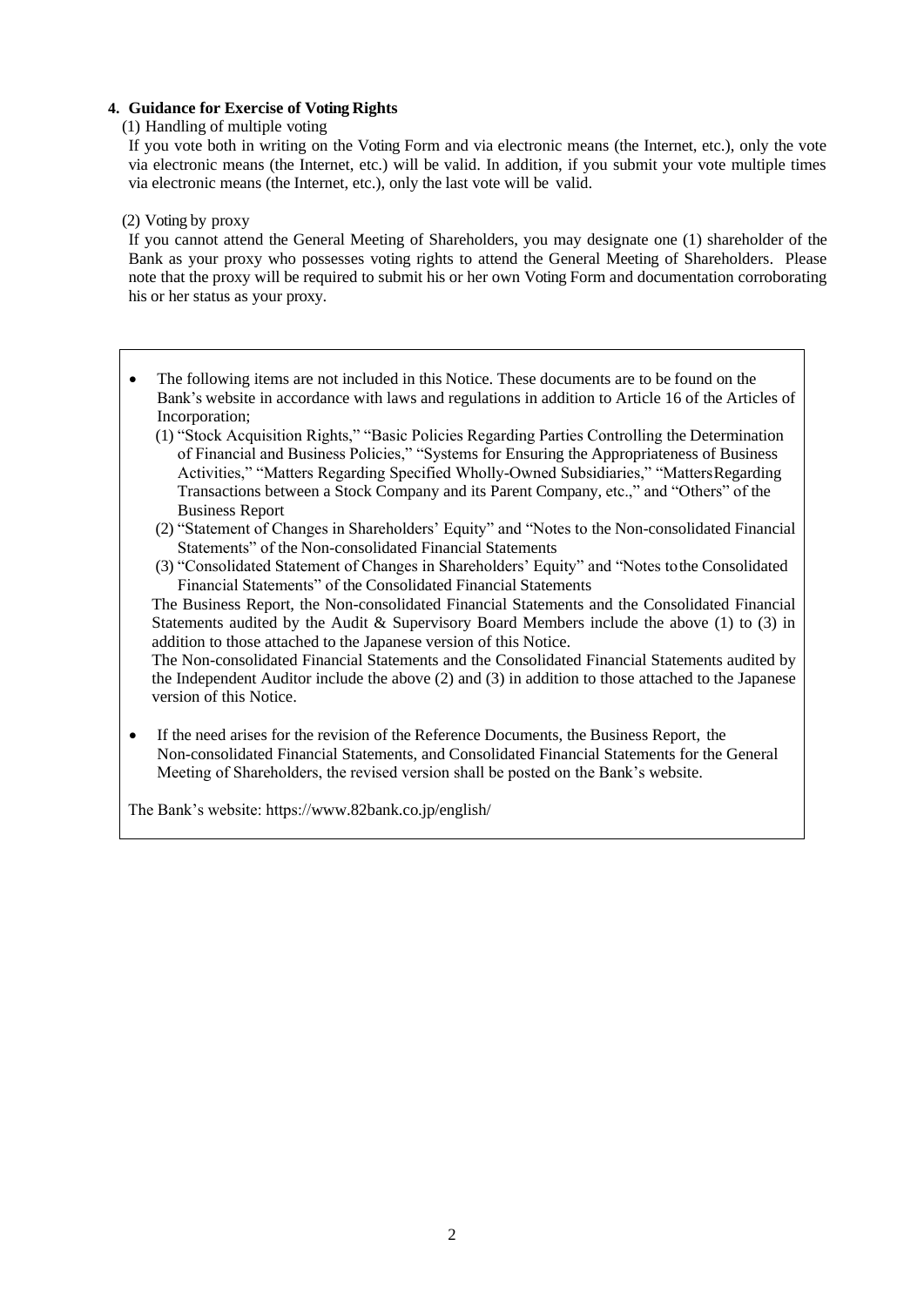## 4. Guidance for Exercise of Voting Rights

(1) Handling of multiple voting

If you vote both in writing on the Voting Form and via electronic means (the Internet, etc.), only the vote via electronic means (the Internet, etc.) will be valid. In addition, if you submit your vote multiple times via electronic means (the Internet, etc.), only the last vote will be valid.

(2) Voting by proxy

If you cannot attend the General Meeting of Shareholders, you may designate one (1) shareholder of the Bank as your proxy who possesses voting rights to attend the General Meeting of Shareholders. Please note that the proxy will be required to submit his or her own Voting Form and documentation corroborating his or her status as your proxy.

- The following items are not included in this Notice. These documents are to be found on the Bank's website in accordance with laws and regulations in addition to Article 16 of the Articles of Incorporation;
  (1) "Stock Acquisition Rights," "Basic Policies Regarding Parties Controlling the Determination of Financial and Business Policies," "Systems for Ensuring the Appropriateness of Business Activities," "Matters Regarding Specified Wholly-Owned Subsidiaries," "Matters Regarding Transactions between a Stock Company and its Parent Company, etc.," and "Others" of the Business Report
  (2) "Statement of Changes in Shareholders' Equity" and "Notes to the Non-consolidated Financial Statements" of the Non-consolidated Financial Statements
  (3) "Consolidated Statement of Changes in Shareholders' Equity" and "Notes to the Consolidated Financial Statements" of the Consolidated Financial Statements

  The Business Report, the Non-consolidated Financial Statements and the Consolidated Financial Statements audited by the Audit & Supervisory Board Members include the above (1) to (3) in addition to those attached to the Japanese version of this Notice.

  The Non-consolidated Financial Statements and the Consolidated Financial Statements audited by the Independent Auditor include the above (2) and (3) in addition to those attached to the Japanese version of this Notice.

- If the need arises for the revision of the Reference Documents, the Business Report, the Non-consolidated Financial Statements, and Consolidated Financial Statements for the General Meeting of Shareholders, the revised version shall be posted on the Bank's website.

The Bank's website: https://www.82bank.co.jp/english/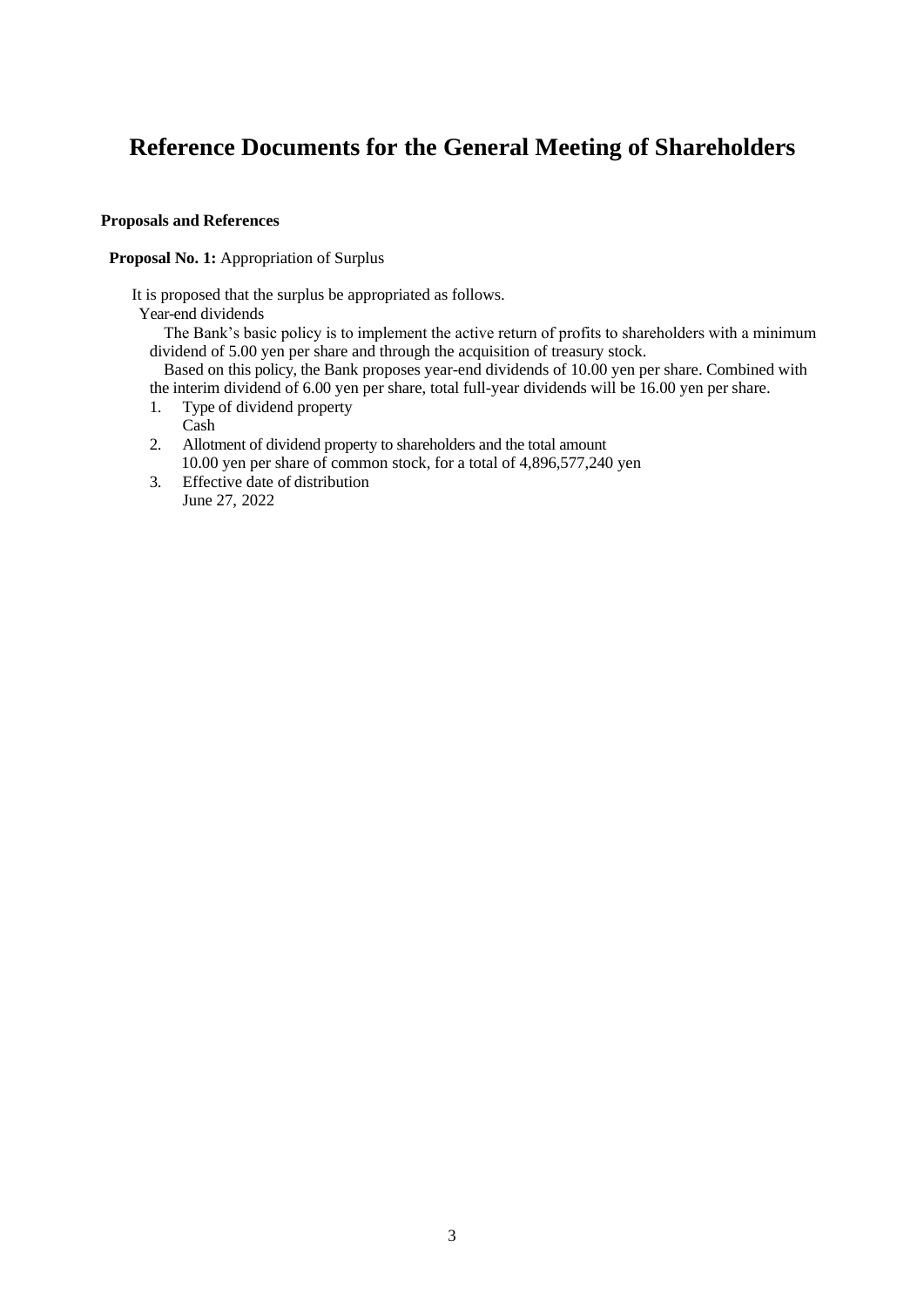# Reference Documents for the General Meeting of Shareholders

**Proposals and References**

**Proposal No. 1:** Appropriation of Surplus

It is proposed that the surplus be appropriated as follows.

Year-end dividends

The Bank's basic policy is to implement the active return of profits to shareholders with a minimum dividend of 5.00 yen per share and through the acquisition of treasury stock.

Based on this policy, the Bank proposes year-end dividends of 10.00 yen per share. Combined with the interim dividend of 6.00 yen per share, total full-year dividends will be 16.00 yen per share.

1. Type of dividend property
   Cash
2. Allotment of dividend property to shareholders and the total amount
   10.00 yen per share of common stock, for a total of 4,896,577,240 yen
3. Effective date of distribution
   June 27, 2022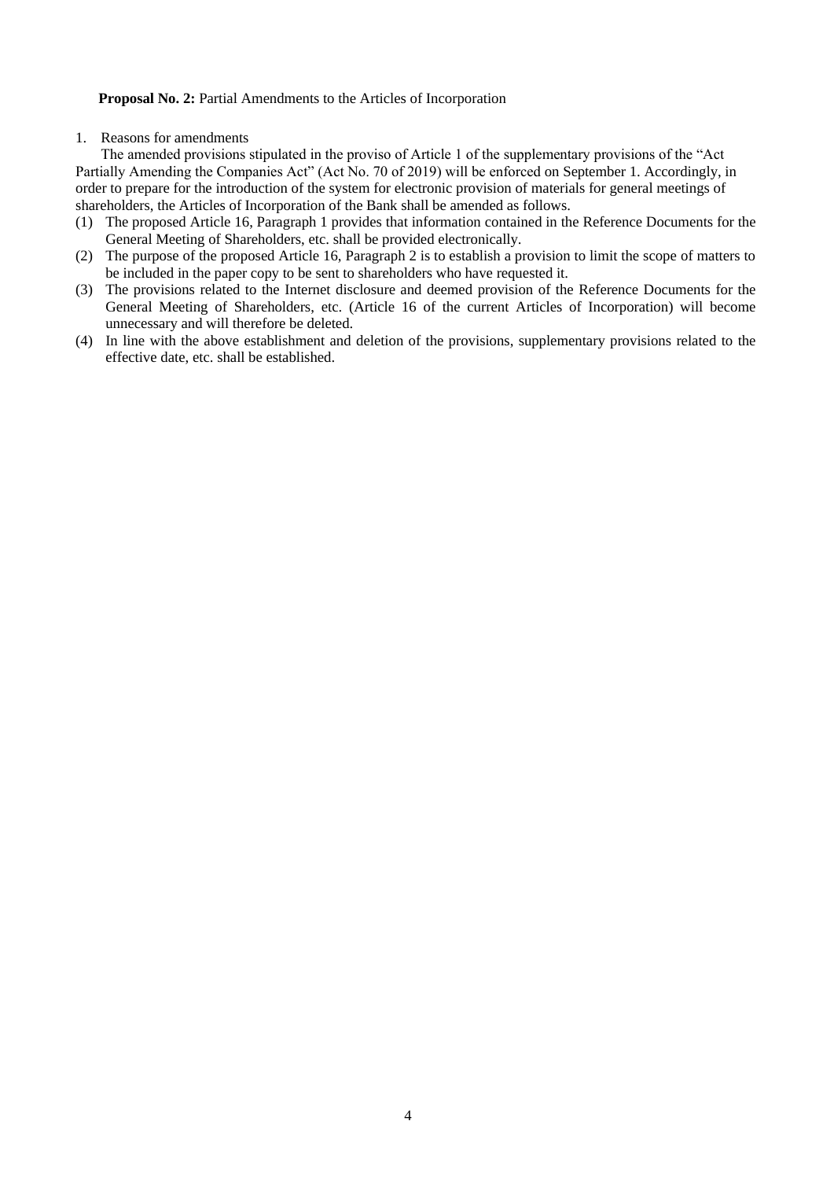**Proposal No. 2:** Partial Amendments to the Articles of Incorporation

1. Reasons for amendments

The amended provisions stipulated in the proviso of Article 1 of the supplementary provisions of the "Act Partially Amending the Companies Act" (Act No. 70 of 2019) will be enforced on September 1. Accordingly, in order to prepare for the introduction of the system for electronic provision of materials for general meetings of shareholders, the Articles of Incorporation of the Bank shall be amended as follows.

(1) The proposed Article 16, Paragraph 1 provides that information contained in the Reference Documents for the General Meeting of Shareholders, etc. shall be provided electronically.

(2) The purpose of the proposed Article 16, Paragraph 2 is to establish a provision to limit the scope of matters to be included in the paper copy to be sent to shareholders who have requested it.

(3) The provisions related to the Internet disclosure and deemed provision of the Reference Documents for the General Meeting of Shareholders, etc. (Article 16 of the current Articles of Incorporation) will become unnecessary and will therefore be deleted.

(4) In line with the above establishment and deletion of the provisions, supplementary provisions related to the effective date, etc. shall be established.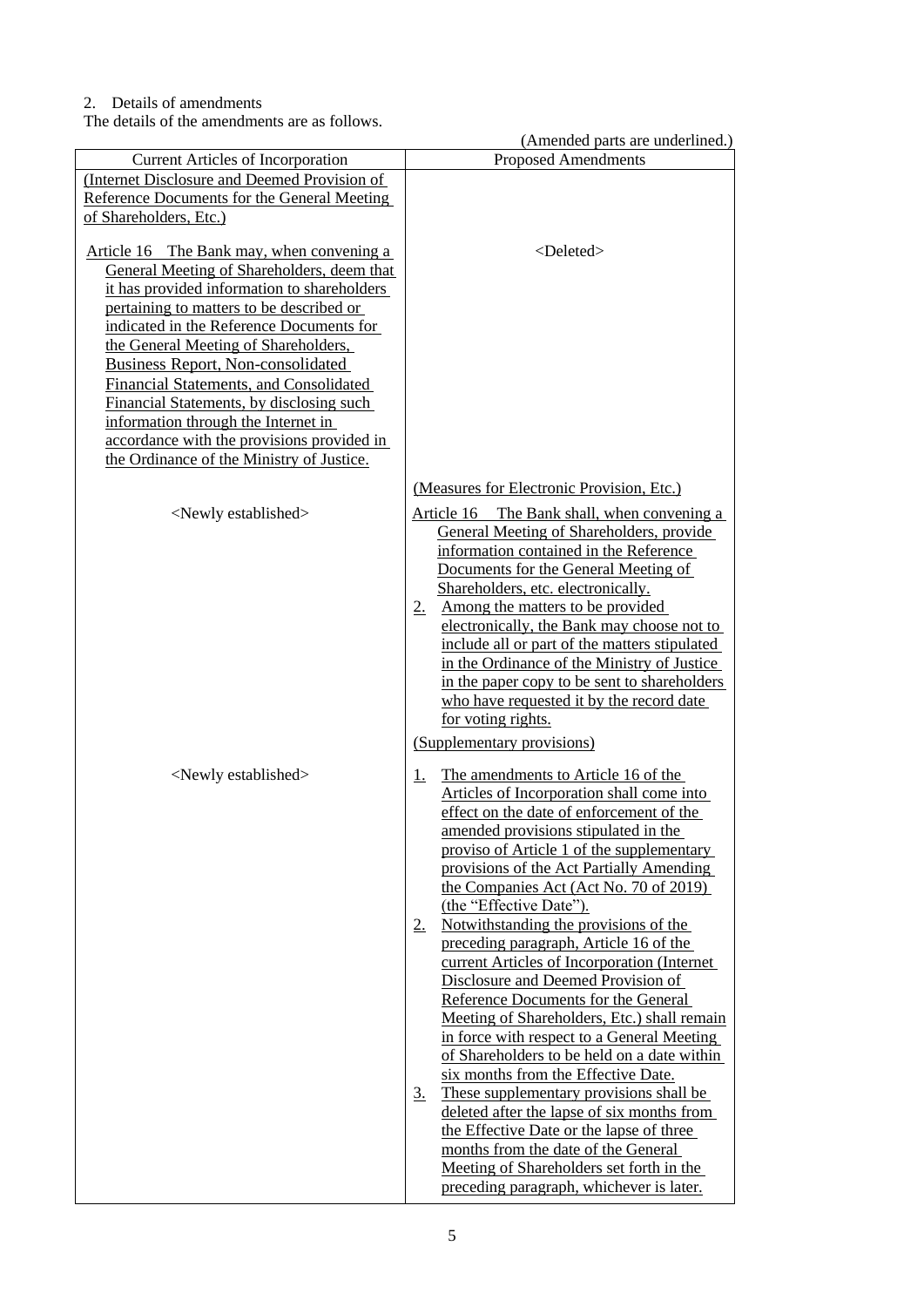2. Details of amendments

The details of the amendments are as follows.

(Amended parts are underlined.)

| Current Articles of Incorporation | Proposed Amendments |
|---|---|
| (Internet Disclosure and Deemed Provision of Reference Documents for the General Meeting of Shareholders, Etc.)<br><br>Article 16 The Bank may, when convening a General Meeting of Shareholders, deem that it has provided information to shareholders pertaining to matters to be described or indicated in the Reference Documents for the General Meeting of Shareholders, Business Report, Non-consolidated Financial Statements, and Consolidated Financial Statements, by disclosing such information through the Internet in accordance with the provisions provided in the Ordinance of the Ministry of Justice. | <Deleted> |
| <Newly established> | (Measures for Electronic Provision, Etc.)<br><br>Article 16 The Bank shall, when convening a General Meeting of Shareholders, provide information contained in the Reference Documents for the General Meeting of Shareholders, etc. electronically.<br>2. Among the matters to be provided electronically, the Bank may choose not to include all or part of the matters stipulated in the Ordinance of the Ministry of Justice in the paper copy to be sent to shareholders who have requested it by the record date for voting rights. |
| <Newly established> | (Supplementary provisions)<br><br>1. The amendments to Article 16 of the Articles of Incorporation shall come into effect on the date of enforcement of the amended provisions stipulated in the proviso of Article 1 of the supplementary provisions of the Act Partially Amending the Companies Act (Act No. 70 of 2019) (the "Effective Date").<br>2. Notwithstanding the provisions of the preceding paragraph, Article 16 of the current Articles of Incorporation (Internet Disclosure and Deemed Provision of Reference Documents for the General Meeting of Shareholders, Etc.) shall remain in force with respect to a General Meeting of Shareholders to be held on a date within six months from the Effective Date.<br>3. These supplementary provisions shall be deleted after the lapse of six months from the Effective Date or the lapse of three months from the date of the General Meeting of Shareholders set forth in the preceding paragraph, whichever is later. |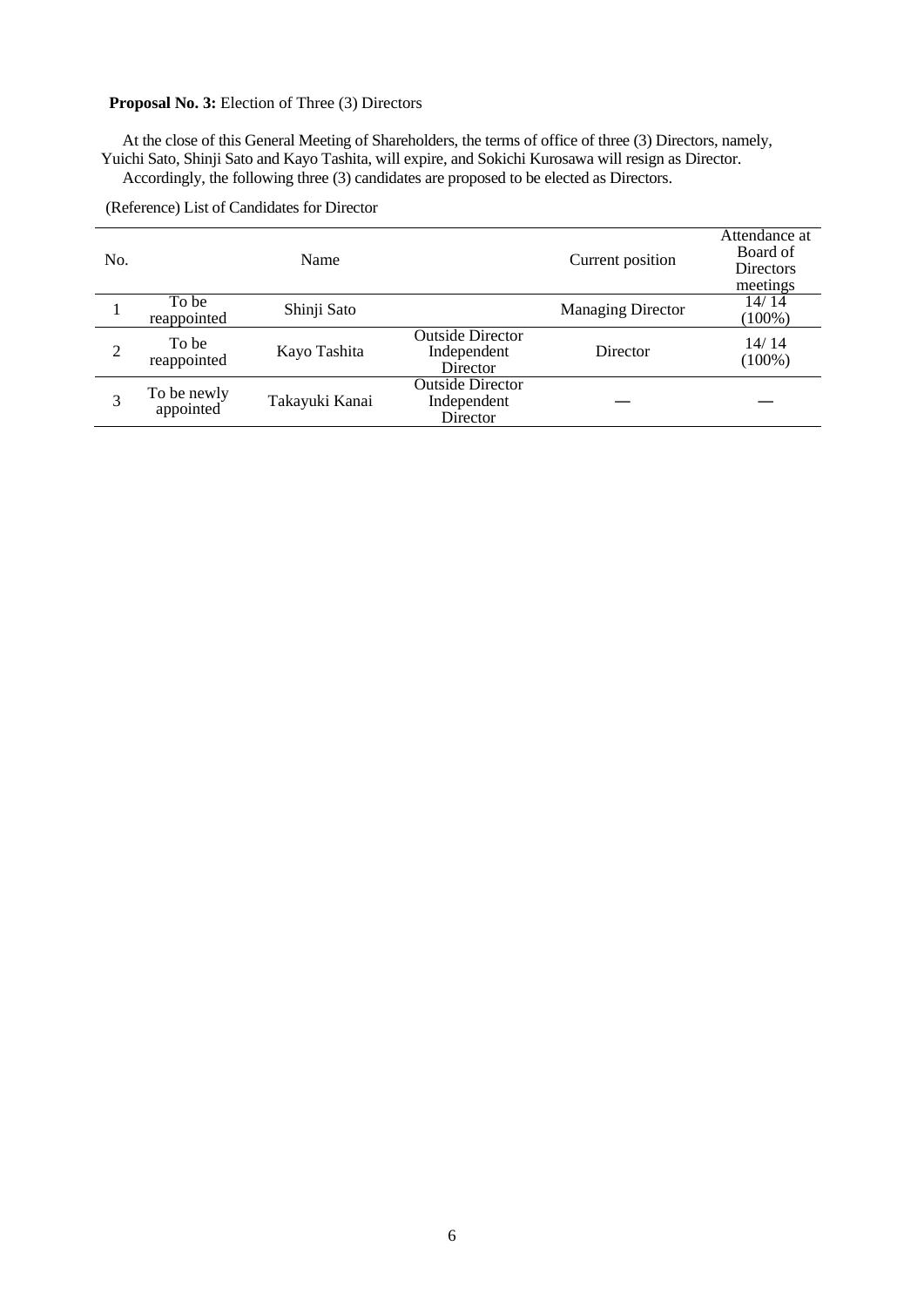**Proposal No. 3:** Election of Three (3) Directors

At the close of this General Meeting of Shareholders, the terms of office of three (3) Directors, namely, Yuichi Sato, Shinji Sato and Kayo Tashita, will expire, and Sokichi Kurosawa will resign as Director.

Accordingly, the following three (3) candidates are proposed to be elected as Directors.

(Reference) List of Candidates for Director

| No. | | Name | | Current position | Attendance at Board of Directors meetings |
|---|---|---|---|---|---|
| 1 | To be reappointed | Shinji Sato | | Managing Director | 14/ 14 (100%) |
| 2 | To be reappointed | Kayo Tashita | Outside Director Independent Director | Director | 14/ 14 (100%) |
| 3 | To be newly appointed | Takayuki Kanai | Outside Director Independent Director | — | — |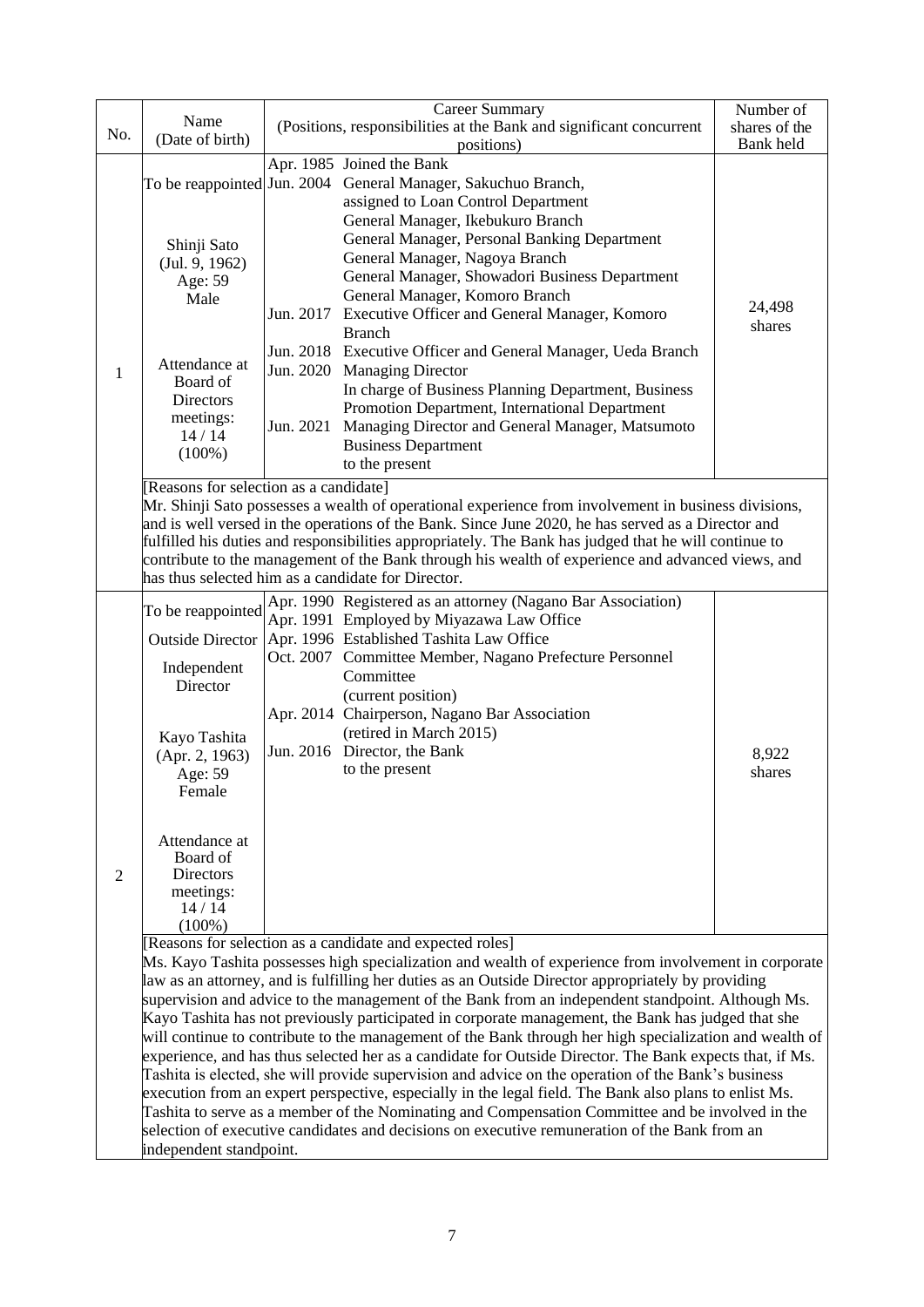| No. | Name (Date of birth) | Career Summary (Positions, responsibilities at the Bank and significant concurrent positions) | Number of shares of the Bank held |
|---|---|---|---|
| 1 | To be reappointed<br><br>Shinji Sato<br>(Jul. 9, 1962)<br>Age: 59<br>Male<br><br>Attendance at Board of Directors meetings:<br>14 / 14<br>(100%) | Apr. 1985 Joined the Bank<br>Jun. 2004 General Manager, Sakuchuo Branch, assigned to Loan Control Department<br>General Manager, Ikebukuro Branch<br>General Manager, Personal Banking Department<br>General Manager, Nagoya Branch<br>General Manager, Showadori Business Department<br>General Manager, Komoro Branch<br>Jun. 2017 Executive Officer and General Manager, Komoro Branch<br>Jun. 2018 Executive Officer and General Manager, Ueda Branch<br>Jun. 2020 Managing Director<br>In charge of Business Planning Department, Business Promotion Department, International Department<br>Jun. 2021 Managing Director and General Manager, Matsumoto Business Department<br>to the present | 24,498 shares |
| | [Reasons for selection as a candidate]<br>Mr. Shinji Sato possesses a wealth of operational experience from involvement in business divisions, and is well versed in the operations of the Bank. Since June 2020, he has served as a Director and fulfilled his duties and responsibilities appropriately. The Bank has judged that he will continue to contribute to the management of the Bank through his wealth of experience and advanced views, and has thus selected him as a candidate for Director. | | |
| 2 | To be reappointed<br>Outside Director<br>Independent Director<br><br>Kayo Tashita<br>(Apr. 2, 1963)<br>Age: 59<br>Female<br><br>Attendance at Board of Directors meetings:<br>14 / 14<br>(100%) | Apr. 1990 Registered as an attorney (Nagano Bar Association)<br>Apr. 1991 Employed by Miyazawa Law Office<br>Apr. 1996 Established Tashita Law Office<br>Oct. 2007 Committee Member, Nagano Prefecture Personnel Committee<br>(current position)<br>Apr. 2014 Chairperson, Nagano Bar Association<br>(retired in March 2015)<br>Jun. 2016 Director, the Bank<br>to the present | 8,922 shares |
| | [Reasons for selection as a candidate and expected roles]<br>Ms. Kayo Tashita possesses high specialization and wealth of experience from involvement in corporate law as an attorney, and is fulfilling her duties as an Outside Director appropriately by providing supervision and advice to the management of the Bank from an independent standpoint. Although Ms. Kayo Tashita has not previously participated in corporate management, the Bank has judged that she will continue to contribute to the management of the Bank through her high specialization and wealth of experience, and has thus selected her as a candidate for Outside Director. The Bank expects that, if Ms. Tashita is elected, she will provide supervision and advice on the operation of the Bank's business execution from an expert perspective, especially in the legal field. The Bank also plans to enlist Ms. Tashita to serve as a member of the Nominating and Compensation Committee and be involved in the selection of executive candidates and decisions on executive remuneration of the Bank from an independent standpoint. | | |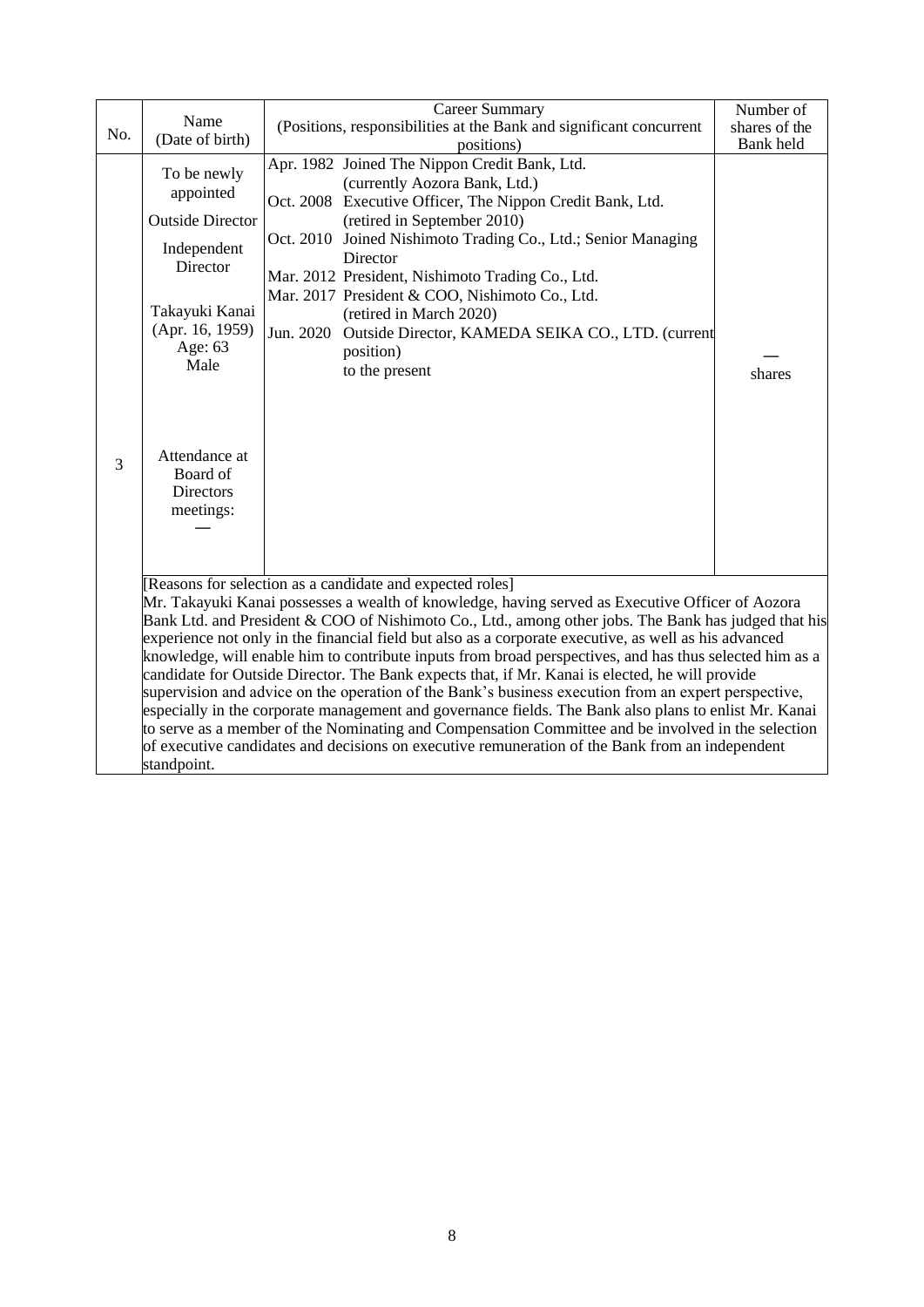| No. | Name (Date of birth) | Career Summary (Positions, responsibilities at the Bank and significant concurrent positions) | Number of shares of the Bank held |
|---|---|---|---|
| 3 | To be newly appointed<br>Outside Director<br>Independent Director<br><br>Takayuki Kanai<br>(Apr. 16, 1959)<br>Age: 63<br>Male<br><br>Attendance at Board of Directors meetings:<br>— | Apr. 1982 Joined The Nippon Credit Bank, Ltd. (currently Aozora Bank, Ltd.)<br>Oct. 2008 Executive Officer, The Nippon Credit Bank, Ltd. (retired in September 2010)<br>Oct. 2010 Joined Nishimoto Trading Co., Ltd.; Senior Managing Director<br>Mar. 2012 President, Nishimoto Trading Co., Ltd.<br>Mar. 2017 President & COO, Nishimoto Co., Ltd. (retired in March 2020)<br>Jun. 2020 Outside Director, KAMEDA SEIKA CO., LTD. (current position)<br>to the present | — shares |
| | [Reasons for selection as a candidate and expected roles]<br>Mr. Takayuki Kanai possesses a wealth of knowledge, having served as Executive Officer of Aozora Bank Ltd. and President & COO of Nishimoto Co., Ltd., among other jobs. The Bank has judged that his experience not only in the financial field but also as a corporate executive, as well as his advanced knowledge, will enable him to contribute inputs from broad perspectives, and has thus selected him as a candidate for Outside Director. The Bank expects that, if Mr. Kanai is elected, he will provide supervision and advice on the operation of the Bank's business execution from an expert perspective, especially in the corporate management and governance fields. The Bank also plans to enlist Mr. Kanai to serve as a member of the Nominating and Compensation Committee and be involved in the selection of executive candidates and decisions on executive remuneration of the Bank from an independent standpoint. | | |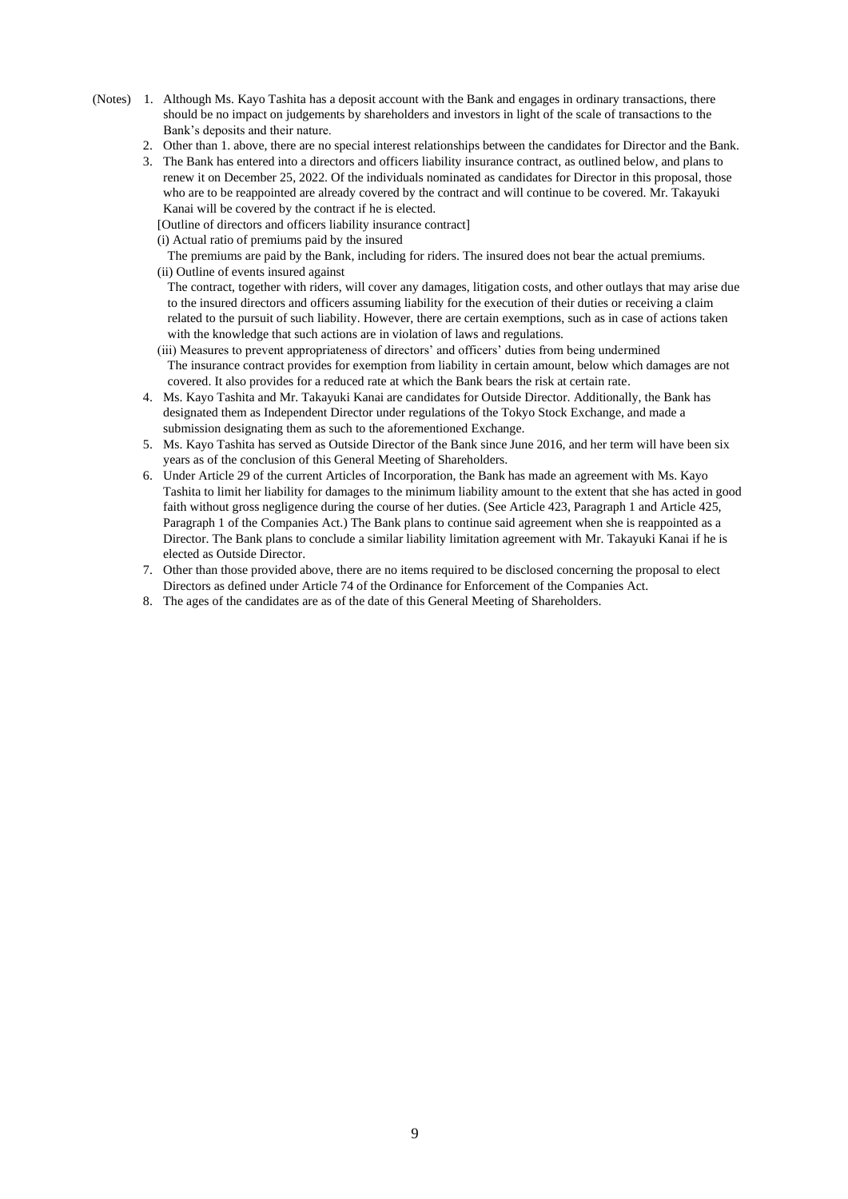(Notes)

1. Although Ms. Kayo Tashita has a deposit account with the Bank and engages in ordinary transactions, there should be no impact on judgements by shareholders and investors in light of the scale of transactions to the Bank's deposits and their nature.
2. Other than 1. above, there are no special interest relationships between the candidates for Director and the Bank.
3. The Bank has entered into a directors and officers liability insurance contract, as outlined below, and plans to renew it on December 25, 2022. Of the individuals nominated as candidates for Director in this proposal, those who are to be reappointed are already covered by the contract and will continue to be covered. Mr. Takayuki Kanai will be covered by the contract if he is elected.

   [Outline of directors and officers liability insurance contract]

   (i) Actual ratio of premiums paid by the insured

   The premiums are paid by the Bank, including for riders. The insured does not bear the actual premiums.

   (ii) Outline of events insured against

   The contract, together with riders, will cover any damages, litigation costs, and other outlays that may arise due to the insured directors and officers assuming liability for the execution of their duties or receiving a claim related to the pursuit of such liability. However, there are certain exemptions, such as in case of actions taken with the knowledge that such actions are in violation of laws and regulations.

   (iii) Measures to prevent appropriateness of directors' and officers' duties from being undermined

   The insurance contract provides for exemption from liability in certain amount, below which damages are not covered. It also provides for a reduced rate at which the Bank bears the risk at certain rate.
4. Ms. Kayo Tashita and Mr. Takayuki Kanai are candidates for Outside Director. Additionally, the Bank has designated them as Independent Director under regulations of the Tokyo Stock Exchange, and made a submission designating them as such to the aforementioned Exchange.
5. Ms. Kayo Tashita has served as Outside Director of the Bank since June 2016, and her term will have been six years as of the conclusion of this General Meeting of Shareholders.
6. Under Article 29 of the current Articles of Incorporation, the Bank has made an agreement with Ms. Kayo Tashita to limit her liability for damages to the minimum liability amount to the extent that she has acted in good faith without gross negligence during the course of her duties. (See Article 423, Paragraph 1 and Article 425, Paragraph 1 of the Companies Act.) The Bank plans to continue said agreement when she is reappointed as a Director. The Bank plans to conclude a similar liability limitation agreement with Mr. Takayuki Kanai if he is elected as Outside Director.
7. Other than those provided above, there are no items required to be disclosed concerning the proposal to elect Directors as defined under Article 74 of the Ordinance for Enforcement of the Companies Act.
8. The ages of the candidates are as of the date of this General Meeting of Shareholders.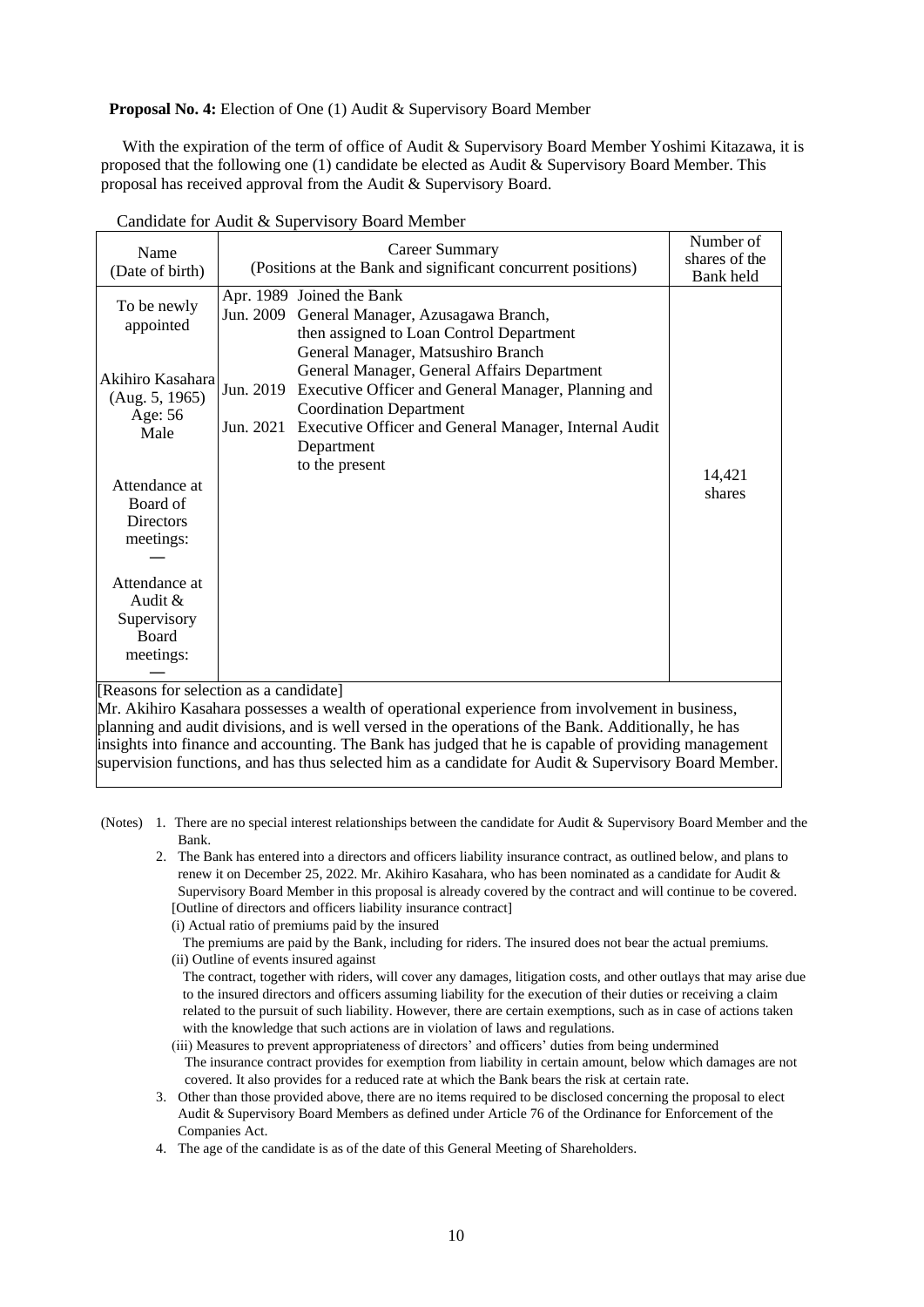**Proposal No. 4:** Election of One (1) Audit & Supervisory Board Member

With the expiration of the term of office of Audit & Supervisory Board Member Yoshimi Kitazawa, it is proposed that the following one (1) candidate be elected as Audit & Supervisory Board Member. This proposal has received approval from the Audit & Supervisory Board.

Candidate for Audit & Supervisory Board Member

| Name (Date of birth) | Career Summary (Positions at the Bank and significant concurrent positions) | | Number of shares of the Bank held |
|---|---|---|---|
| To be newly appointed<br><br>Akihiro Kasahara (Aug. 5, 1965) Age: 56 Male<br><br>Attendance at Board of Directors meetings: —<br><br>Attendance at Audit & Supervisory Board meetings: — | Apr. 1989<br>Jun. 2009<br><br><br><br>Jun. 2019<br><br>Jun. 2021 | Joined the Bank<br>General Manager, Azusagawa Branch, then assigned to Loan Control Department<br>General Manager, Matsushiro Branch<br>General Manager, General Affairs Department<br>Executive Officer and General Manager, Planning and Coordination Department<br>Executive Officer and General Manager, Internal Audit Department<br>to the present | 14,421 shares |
| [Reasons for selection as a candidate]<br>Mr. Akihiro Kasahara possesses a wealth of operational experience from involvement in business, planning and audit divisions, and is well versed in the operations of the Bank. Additionally, he has insights into finance and accounting. The Bank has judged that he is capable of providing management supervision functions, and has thus selected him as a candidate for Audit & Supervisory Board Member. | | | |

(Notes)

1. There are no special interest relationships between the candidate for Audit & Supervisory Board Member and the Bank.
2. The Bank has entered into a directors and officers liability insurance contract, as outlined below, and plans to renew it on December 25, 2022. Mr. Akihiro Kasahara, who has been nominated as a candidate for Audit & Supervisory Board Member in this proposal is already covered by the contract and will continue to be covered.
   [Outline of directors and officers liability insurance contract]
   (i) Actual ratio of premiums paid by the insured
   The premiums are paid by the Bank, including for riders. The insured does not bear the actual premiums.
   (ii) Outline of events insured against
   The contract, together with riders, will cover any damages, litigation costs, and other outlays that may arise due to the insured directors and officers assuming liability for the execution of their duties or receiving a claim related to the pursuit of such liability. However, there are certain exemptions, such as in case of actions taken with the knowledge that such actions are in violation of laws and regulations.
   (iii) Measures to prevent appropriateness of directors' and officers' duties from being undermined
   The insurance contract provides for exemption from liability in certain amount, below which damages are not covered. It also provides for a reduced rate at which the Bank bears the risk at certain rate.
3. Other than those provided above, there are no items required to be disclosed concerning the proposal to elect Audit & Supervisory Board Members as defined under Article 76 of the Ordinance for Enforcement of the Companies Act.
4. The age of the candidate is as of the date of this General Meeting of Shareholders.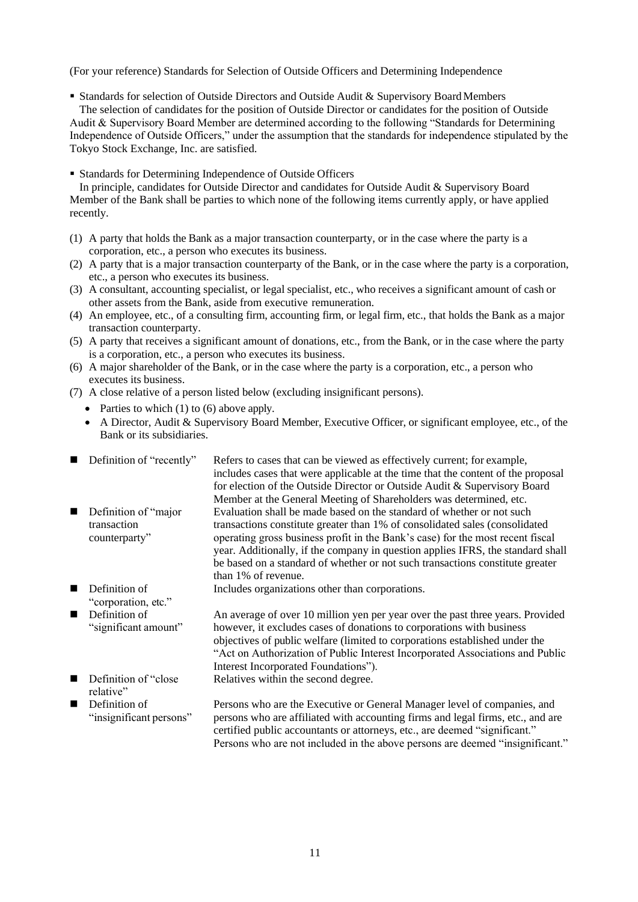(For your reference) Standards for Selection of Outside Officers and Determining Independence

- Standards for selection of Outside Directors and Outside Audit & Supervisory Board Members

The selection of candidates for the position of Outside Director or candidates for the position of Outside Audit & Supervisory Board Member are determined according to the following "Standards for Determining Independence of Outside Officers," under the assumption that the standards for independence stipulated by the Tokyo Stock Exchange, Inc. are satisfied.

- Standards for Determining Independence of Outside Officers

In principle, candidates for Outside Director and candidates for Outside Audit & Supervisory Board Member of the Bank shall be parties to which none of the following items currently apply, or have applied recently.

(1) A party that holds the Bank as a major transaction counterparty, or in the case where the party is a corporation, etc., a person who executes its business.
(2) A party that is a major transaction counterparty of the Bank, or in the case where the party is a corporation, etc., a person who executes its business.
(3) A consultant, accounting specialist, or legal specialist, etc., who receives a significant amount of cash or other assets from the Bank, aside from executive remuneration.
(4) An employee, etc., of a consulting firm, accounting firm, or legal firm, etc., that holds the Bank as a major transaction counterparty.
(5) A party that receives a significant amount of donations, etc., from the Bank, or in the case where the party is a corporation, etc., a person who executes its business.
(6) A major shareholder of the Bank, or in the case where the party is a corporation, etc., a person who executes its business.
(7) A close relative of a person listed below (excluding insignificant persons).
   - Parties to which (1) to (6) above apply.
   - A Director, Audit & Supervisory Board Member, Executive Officer, or significant employee, etc., of the Bank or its subsidiaries.

| | |
|---|---|
| ■ Definition of "recently" | Refers to cases that can be viewed as effectively current; for example, includes cases that were applicable at the time that the content of the proposal for election of the Outside Director or Outside Audit & Supervisory Board Member at the General Meeting of Shareholders was determined, etc. |
| ■ Definition of "major transaction counterparty" | Evaluation shall be made based on the standard of whether or not such transactions constitute greater than 1% of consolidated sales (consolidated operating gross business profit in the Bank's case) for the most recent fiscal year. Additionally, if the company in question applies IFRS, the standard shall be based on a standard of whether or not such transactions constitute greater than 1% of revenue. |
| ■ Definition of "corporation, etc." | Includes organizations other than corporations. |
| ■ Definition of "significant amount" | An average of over 10 million yen per year over the past three years. Provided however, it excludes cases of donations to corporations with business objectives of public welfare (limited to corporations established under the "Act on Authorization of Public Interest Incorporated Associations and Public Interest Incorporated Foundations"). |
| ■ Definition of "close relative" | Relatives within the second degree. |
| ■ Definition of "insignificant persons" | Persons who are the Executive or General Manager level of companies, and persons who are affiliated with accounting firms and legal firms, etc., and are certified public accountants or attorneys, etc., are deemed "significant." Persons who are not included in the above persons are deemed "insignificant." |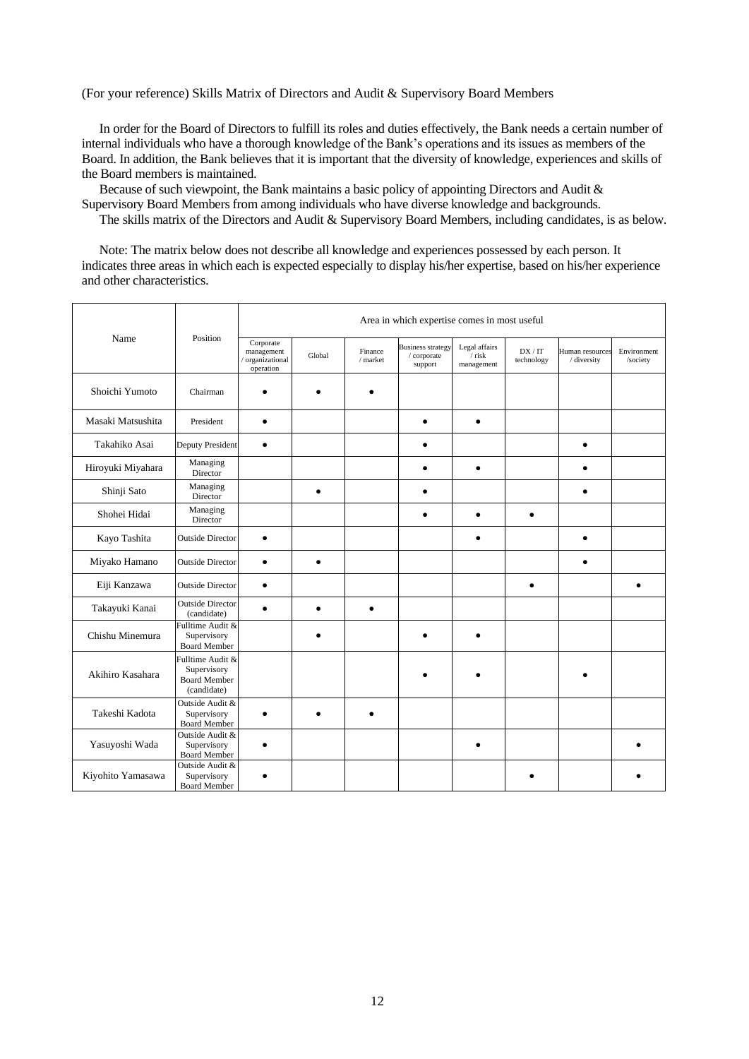(For your reference) Skills Matrix of Directors and Audit & Supervisory Board Members

In order for the Board of Directors to fulfill its roles and duties effectively, the Bank needs a certain number of internal individuals who have a thorough knowledge of the Bank's operations and its issues as members of the Board. In addition, the Bank believes that it is important that the diversity of knowledge, experiences and skills of the Board members is maintained.

Because of such viewpoint, the Bank maintains a basic policy of appointing Directors and Audit & Supervisory Board Members from among individuals who have diverse knowledge and backgrounds.

The skills matrix of the Directors and Audit & Supervisory Board Members, including candidates, is as below.

Note: The matrix below does not describe all knowledge and experiences possessed by each person. It indicates three areas in which each is expected especially to display his/her expertise, based on his/her experience and other characteristics.

| Name | Position | Area in which expertise comes in most useful | | | | | | | |
|---|---|---|---|---|---|---|---|---|---|
| | | Corporate management / organizational operation | Global | Finance / market | Business strategy / corporate support | Legal affairs / risk management | DX / IT technology | Human resources / diversity | Environment /society |
| Shoichi Yumoto | Chairman | ● | ● | ● | | | | | |
| Masaki Matsushita | President | ● | | | ● | ● | | | |
| Takahiko Asai | Deputy President | ● | | | ● | | | ● | |
| Hiroyuki Miyahara | Managing Director | | | | ● | ● | | ● | |
| Shinji Sato | Managing Director | | ● | | ● | | | ● | |
| Shohei Hidai | Managing Director | | | | ● | ● | ● | | |
| Kayo Tashita | Outside Director | ● | | | | ● | | ● | |
| Miyako Hamano | Outside Director | ● | ● | | | | | ● | |
| Eiji Kanzawa | Outside Director | ● | | | | | ● | | ● |
| Takayuki Kanai | Outside Director (candidate) | ● | ● | ● | | | | | |
| Chishu Minemura | Fulltime Audit & Supervisory Board Member | | ● | | ● | ● | | | |
| Akihiro Kasahara | Fulltime Audit & Supervisory Board Member (candidate) | | | | ● | ● | | ● | |
| Takeshi Kadota | Outside Audit & Supervisory Board Member | ● | ● | ● | | | | | |
| Yasuyoshi Wada | Outside Audit & Supervisory Board Member | ● | | | | ● | | | ● |
| Kiyohito Yamasawa | Outside Audit & Supervisory Board Member | ● | | | | | ● | | ● |